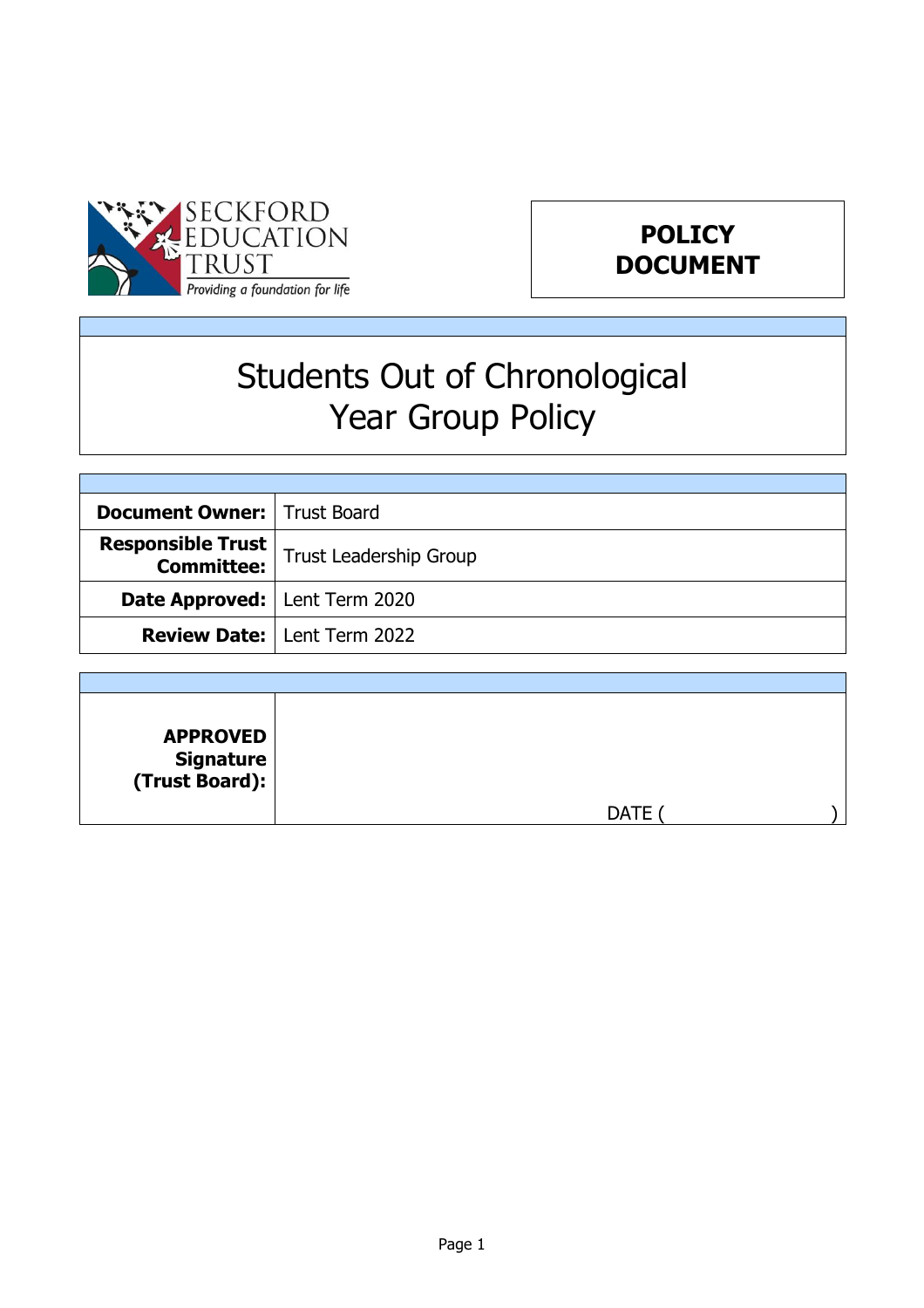SECKFORD EDUCATION TRUST

*Providing a foundation for life*

**POLICY DOCUMENT**

# Students Out of Chronological Year Group Policy

| | |
|---|---|
| **Document Owner:** | Trust Board |
| **Responsible Trust Committee:** | Trust Leadership Group |
| **Date Approved:** | Lent Term 2020 |
| **Review Date:** | Lent Term 2022 |

| | |
|---|---|
| **APPROVED Signature (Trust Board):** | DATE ( ) |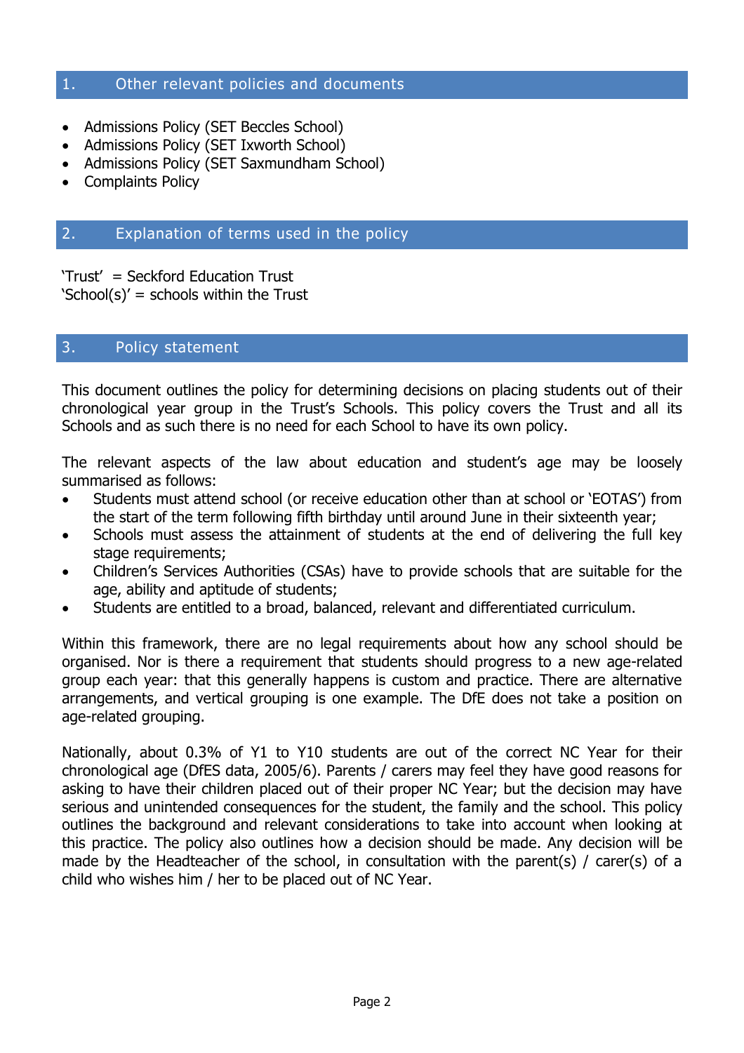## 1. Other relevant policies and documents

- Admissions Policy (SET Beccles School)
- Admissions Policy (SET Ixworth School)
- Admissions Policy (SET Saxmundham School)
- Complaints Policy

## 2. Explanation of terms used in the policy

'Trust' = Seckford Education Trust
'School(s)' = schools within the Trust

## 3. Policy statement

This document outlines the policy for determining decisions on placing students out of their chronological year group in the Trust's Schools. This policy covers the Trust and all its Schools and as such there is no need for each School to have its own policy.

The relevant aspects of the law about education and student's age may be loosely summarised as follows:

- Students must attend school (or receive education other than at school or 'EOTAS') from the start of the term following fifth birthday until around June in their sixteenth year;
- Schools must assess the attainment of students at the end of delivering the full key stage requirements;
- Children's Services Authorities (CSAs) have to provide schools that are suitable for the age, ability and aptitude of students;
- Students are entitled to a broad, balanced, relevant and differentiated curriculum.

Within this framework, there are no legal requirements about how any school should be organised. Nor is there a requirement that students should progress to a new age-related group each year: that this generally happens is custom and practice. There are alternative arrangements, and vertical grouping is one example. The DfE does not take a position on age-related grouping.

Nationally, about 0.3% of Y1 to Y10 students are out of the correct NC Year for their chronological age (DfES data, 2005/6). Parents / carers may feel they have good reasons for asking to have their children placed out of their proper NC Year; but the decision may have serious and unintended consequences for the student, the family and the school. This policy outlines the background and relevant considerations to take into account when looking at this practice. The policy also outlines how a decision should be made. Any decision will be made by the Headteacher of the school, in consultation with the parent(s) / carer(s) of a child who wishes him / her to be placed out of NC Year.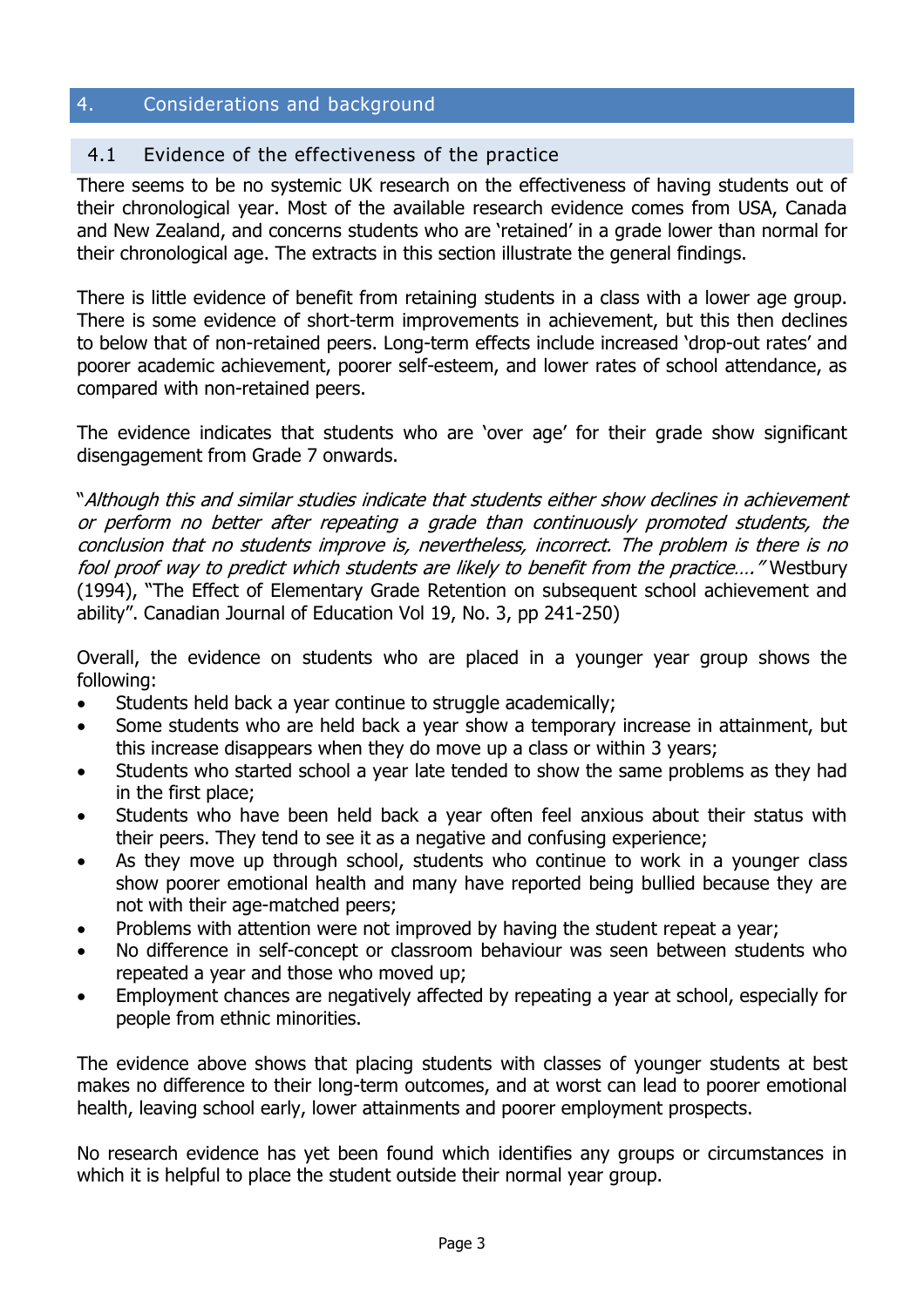## 4. Considerations and background

### 4.1 Evidence of the effectiveness of the practice

There seems to be no systemic UK research on the effectiveness of having students out of their chronological year. Most of the available research evidence comes from USA, Canada and New Zealand, and concerns students who are 'retained' in a grade lower than normal for their chronological age. The extracts in this section illustrate the general findings.

There is little evidence of benefit from retaining students in a class with a lower age group. There is some evidence of short-term improvements in achievement, but this then declines to below that of non-retained peers. Long-term effects include increased 'drop-out rates' and poorer academic achievement, poorer self-esteem, and lower rates of school attendance, as compared with non-retained peers.

The evidence indicates that students who are 'over age' for their grade show significant disengagement from Grade 7 onwards.

"*Although this and similar studies indicate that students either show declines in achievement or perform no better after repeating a grade than continuously promoted students, the conclusion that no students improve is, nevertheless, incorrect. The problem is there is no fool proof way to predict which students are likely to benefit from the practice…."* Westbury (1994), "The Effect of Elementary Grade Retention on subsequent school achievement and ability". Canadian Journal of Education Vol 19, No. 3, pp 241-250)

Overall, the evidence on students who are placed in a younger year group shows the following:

- Students held back a year continue to struggle academically;
- Some students who are held back a year show a temporary increase in attainment, but this increase disappears when they do move up a class or within 3 years;
- Students who started school a year late tended to show the same problems as they had in the first place;
- Students who have been held back a year often feel anxious about their status with their peers. They tend to see it as a negative and confusing experience;
- As they move up through school, students who continue to work in a younger class show poorer emotional health and many have reported being bullied because they are not with their age-matched peers;
- Problems with attention were not improved by having the student repeat a year;
- No difference in self-concept or classroom behaviour was seen between students who repeated a year and those who moved up;
- Employment chances are negatively affected by repeating a year at school, especially for people from ethnic minorities.

The evidence above shows that placing students with classes of younger students at best makes no difference to their long-term outcomes, and at worst can lead to poorer emotional health, leaving school early, lower attainments and poorer employment prospects.

No research evidence has yet been found which identifies any groups or circumstances in which it is helpful to place the student outside their normal year group.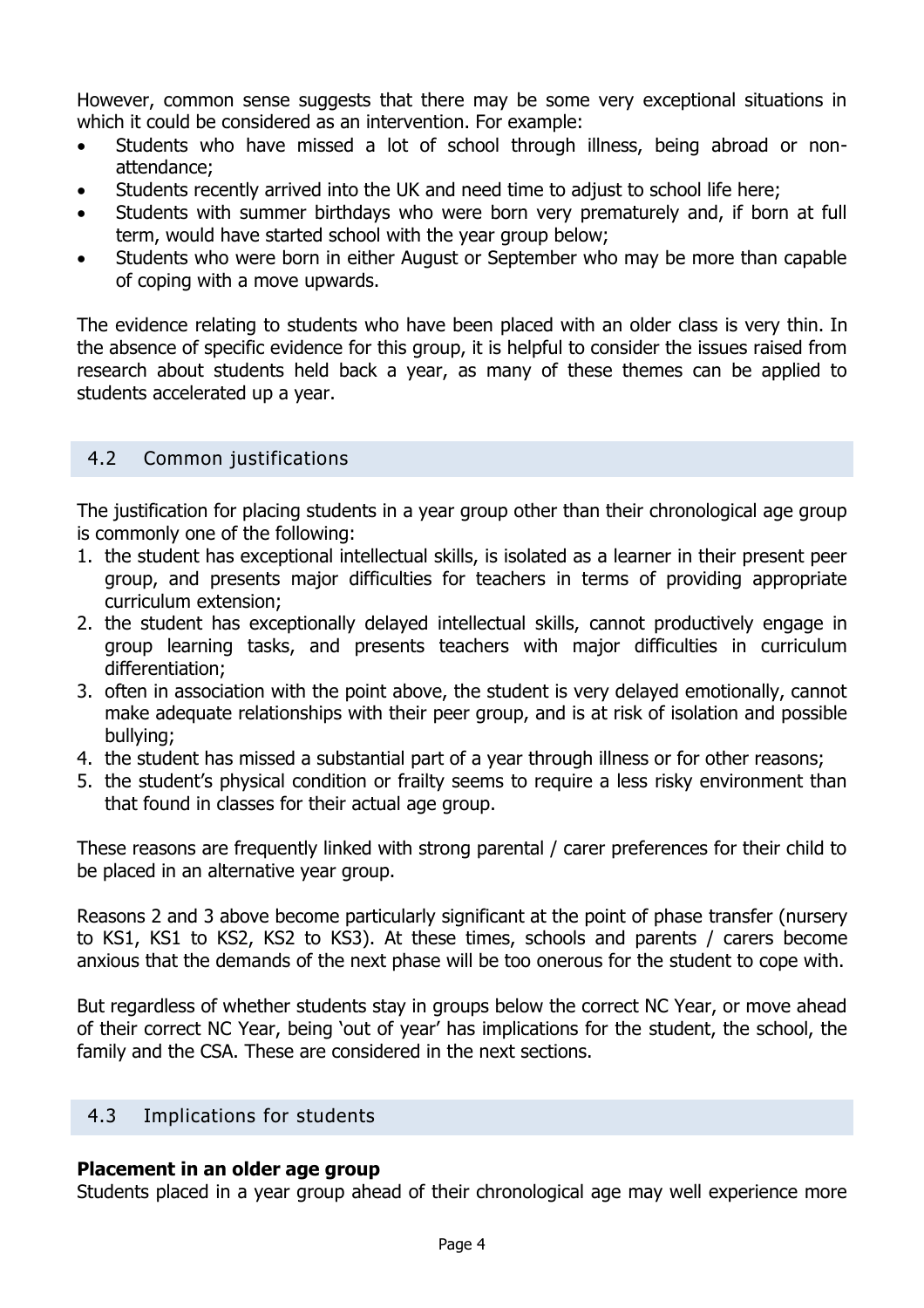However, common sense suggests that there may be some very exceptional situations in which it could be considered as an intervention. For example:

- Students who have missed a lot of school through illness, being abroad or non-attendance;
- Students recently arrived into the UK and need time to adjust to school life here;
- Students with summer birthdays who were born very prematurely and, if born at full term, would have started school with the year group below;
- Students who were born in either August or September who may be more than capable of coping with a move upwards.

The evidence relating to students who have been placed with an older class is very thin. In the absence of specific evidence for this group, it is helpful to consider the issues raised from research about students held back a year, as many of these themes can be applied to students accelerated up a year.

## 4.2 Common justifications

The justification for placing students in a year group other than their chronological age group is commonly one of the following:

1. the student has exceptional intellectual skills, is isolated as a learner in their present peer group, and presents major difficulties for teachers in terms of providing appropriate curriculum extension;
2. the student has exceptionally delayed intellectual skills, cannot productively engage in group learning tasks, and presents teachers with major difficulties in curriculum differentiation;
3. often in association with the point above, the student is very delayed emotionally, cannot make adequate relationships with their peer group, and is at risk of isolation and possible bullying;
4. the student has missed a substantial part of a year through illness or for other reasons;
5. the student's physical condition or frailty seems to require a less risky environment than that found in classes for their actual age group.

These reasons are frequently linked with strong parental / carer preferences for their child to be placed in an alternative year group.

Reasons 2 and 3 above become particularly significant at the point of phase transfer (nursery to KS1, KS1 to KS2, KS2 to KS3). At these times, schools and parents / carers become anxious that the demands of the next phase will be too onerous for the student to cope with.

But regardless of whether students stay in groups below the correct NC Year, or move ahead of their correct NC Year, being 'out of year' has implications for the student, the school, the family and the CSA. These are considered in the next sections.

## 4.3 Implications for students

**Placement in an older age group**

Students placed in a year group ahead of their chronological age may well experience more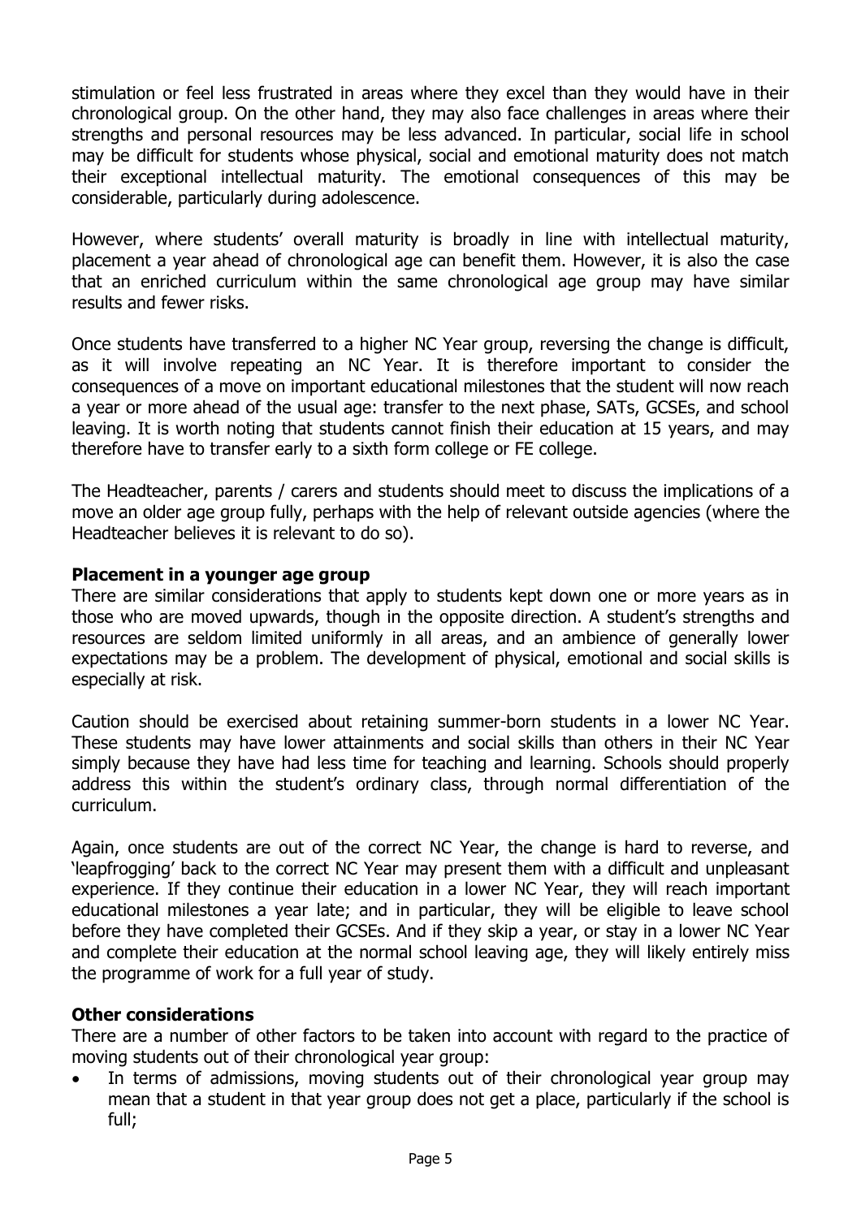stimulation or feel less frustrated in areas where they excel than they would have in their chronological group. On the other hand, they may also face challenges in areas where their strengths and personal resources may be less advanced. In particular, social life in school may be difficult for students whose physical, social and emotional maturity does not match their exceptional intellectual maturity. The emotional consequences of this may be considerable, particularly during adolescence.

However, where students' overall maturity is broadly in line with intellectual maturity, placement a year ahead of chronological age can benefit them. However, it is also the case that an enriched curriculum within the same chronological age group may have similar results and fewer risks.

Once students have transferred to a higher NC Year group, reversing the change is difficult, as it will involve repeating an NC Year. It is therefore important to consider the consequences of a move on important educational milestones that the student will now reach a year or more ahead of the usual age: transfer to the next phase, SATs, GCSEs, and school leaving. It is worth noting that students cannot finish their education at 15 years, and may therefore have to transfer early to a sixth form college or FE college.

The Headteacher, parents / carers and students should meet to discuss the implications of a move an older age group fully, perhaps with the help of relevant outside agencies (where the Headteacher believes it is relevant to do so).

**Placement in a younger age group**

There are similar considerations that apply to students kept down one or more years as in those who are moved upwards, though in the opposite direction. A student's strengths and resources are seldom limited uniformly in all areas, and an ambience of generally lower expectations may be a problem. The development of physical, emotional and social skills is especially at risk.

Caution should be exercised about retaining summer-born students in a lower NC Year. These students may have lower attainments and social skills than others in their NC Year simply because they have had less time for teaching and learning. Schools should properly address this within the student's ordinary class, through normal differentiation of the curriculum.

Again, once students are out of the correct NC Year, the change is hard to reverse, and 'leapfrogging' back to the correct NC Year may present them with a difficult and unpleasant experience. If they continue their education in a lower NC Year, they will reach important educational milestones a year late; and in particular, they will be eligible to leave school before they have completed their GCSEs. And if they skip a year, or stay in a lower NC Year and complete their education at the normal school leaving age, they will likely entirely miss the programme of work for a full year of study.

**Other considerations**

There are a number of other factors to be taken into account with regard to the practice of moving students out of their chronological year group:

- In terms of admissions, moving students out of their chronological year group may mean that a student in that year group does not get a place, particularly if the school is full;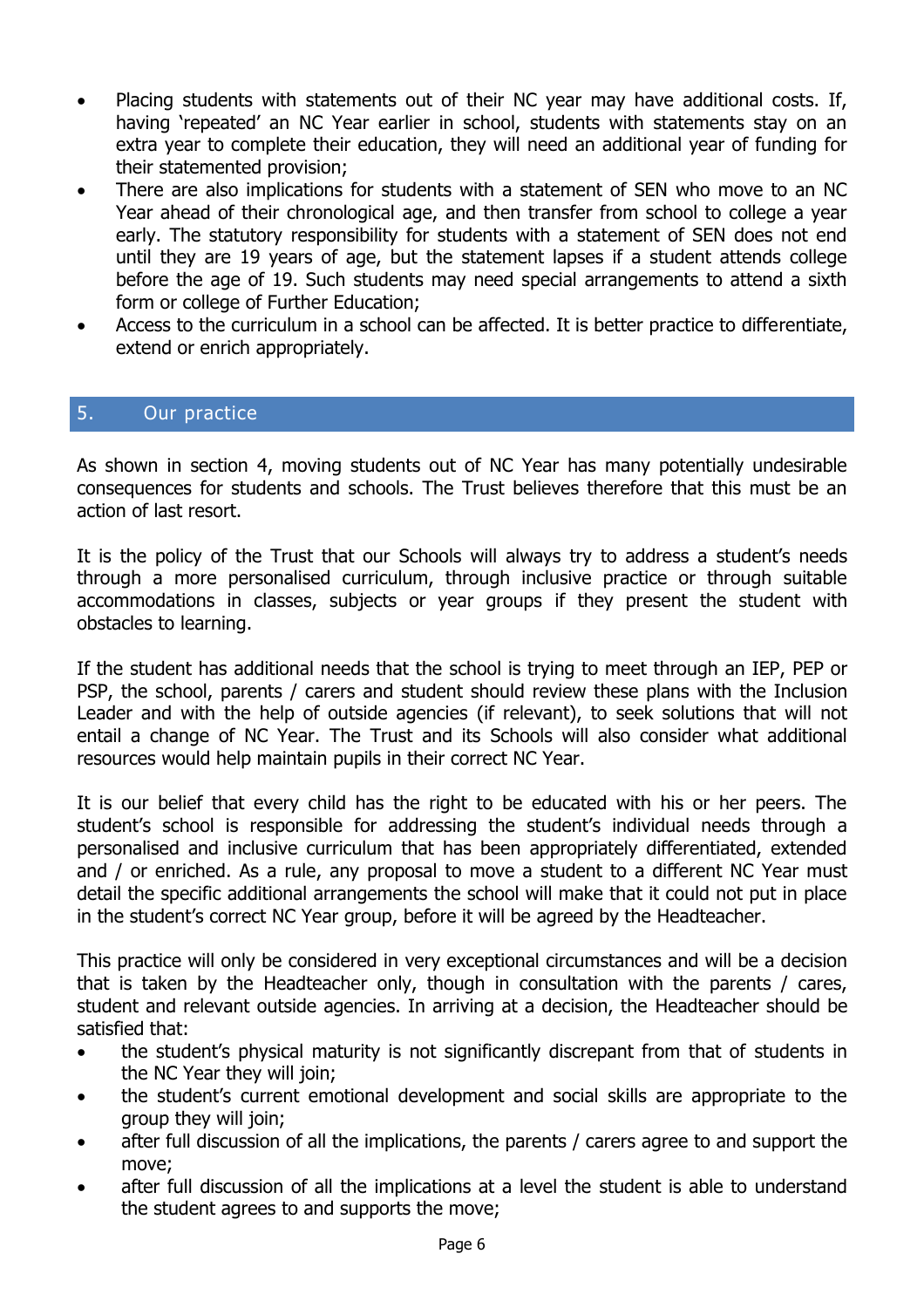- Placing students with statements out of their NC year may have additional costs. If, having 'repeated' an NC Year earlier in school, students with statements stay on an extra year to complete their education, they will need an additional year of funding for their statemented provision;
- There are also implications for students with a statement of SEN who move to an NC Year ahead of their chronological age, and then transfer from school to college a year early. The statutory responsibility for students with a statement of SEN does not end until they are 19 years of age, but the statement lapses if a student attends college before the age of 19. Such students may need special arrangements to attend a sixth form or college of Further Education;
- Access to the curriculum in a school can be affected. It is better practice to differentiate, extend or enrich appropriately.

## 5. Our practice

As shown in section 4, moving students out of NC Year has many potentially undesirable consequences for students and schools. The Trust believes therefore that this must be an action of last resort.

It is the policy of the Trust that our Schools will always try to address a student's needs through a more personalised curriculum, through inclusive practice or through suitable accommodations in classes, subjects or year groups if they present the student with obstacles to learning.

If the student has additional needs that the school is trying to meet through an IEP, PEP or PSP, the school, parents / carers and student should review these plans with the Inclusion Leader and with the help of outside agencies (if relevant), to seek solutions that will not entail a change of NC Year. The Trust and its Schools will also consider what additional resources would help maintain pupils in their correct NC Year.

It is our belief that every child has the right to be educated with his or her peers. The student's school is responsible for addressing the student's individual needs through a personalised and inclusive curriculum that has been appropriately differentiated, extended and / or enriched. As a rule, any proposal to move a student to a different NC Year must detail the specific additional arrangements the school will make that it could not put in place in the student's correct NC Year group, before it will be agreed by the Headteacher.

This practice will only be considered in very exceptional circumstances and will be a decision that is taken by the Headteacher only, though in consultation with the parents / cares, student and relevant outside agencies. In arriving at a decision, the Headteacher should be satisfied that:

- the student's physical maturity is not significantly discrepant from that of students in the NC Year they will join;
- the student's current emotional development and social skills are appropriate to the group they will join;
- after full discussion of all the implications, the parents / carers agree to and support the move;
- after full discussion of all the implications at a level the student is able to understand the student agrees to and supports the move;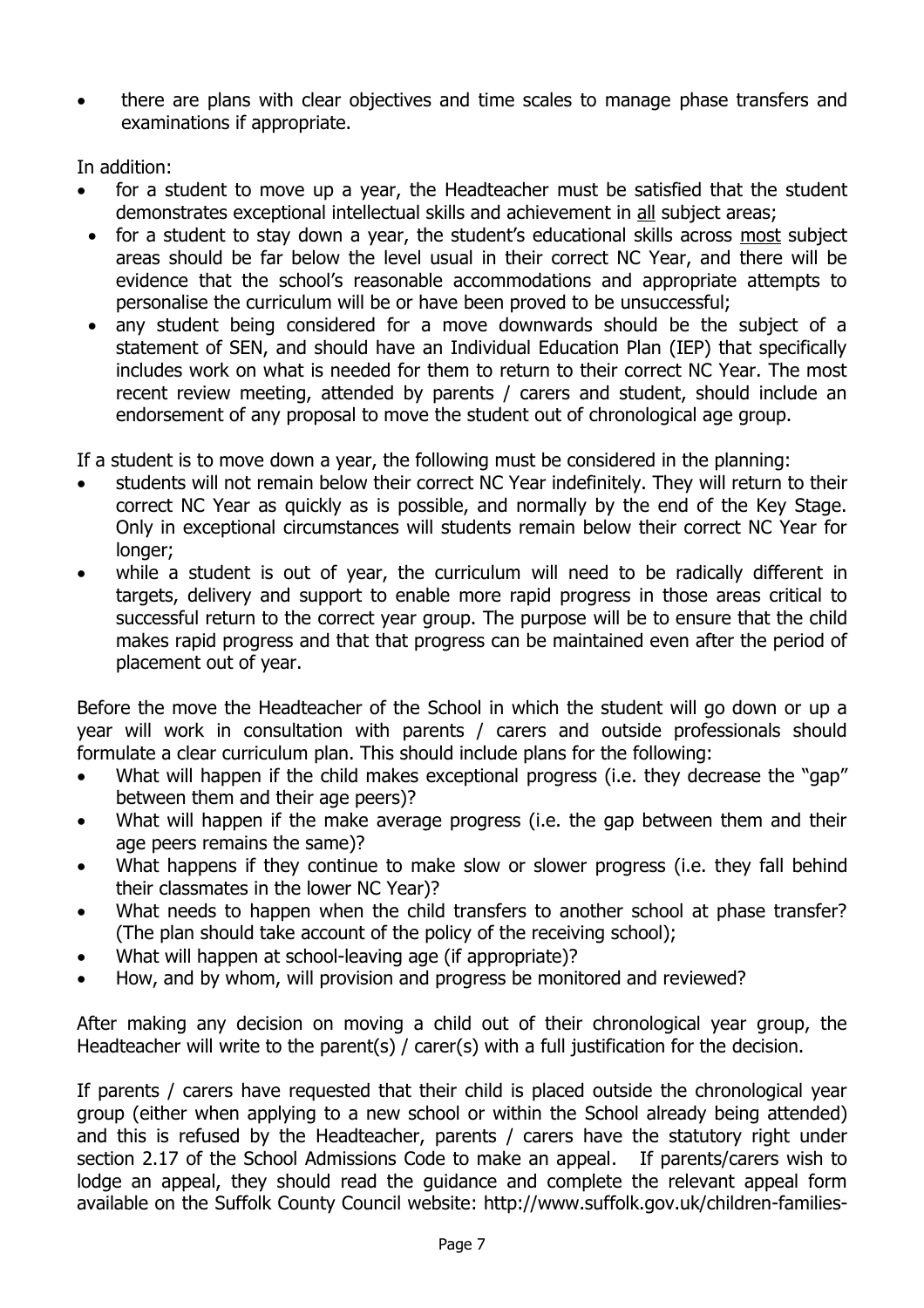- there are plans with clear objectives and time scales to manage phase transfers and examinations if appropriate.

In addition:

- for a student to move up a year, the Headteacher must be satisfied that the student demonstrates exceptional intellectual skills and achievement in <u>all</u> subject areas;
- for a student to stay down a year, the student's educational skills across <u>most</u> subject areas should be far below the level usual in their correct NC Year, and there will be evidence that the school's reasonable accommodations and appropriate attempts to personalise the curriculum will be or have been proved to be unsuccessful;
- any student being considered for a move downwards should be the subject of a statement of SEN, and should have an Individual Education Plan (IEP) that specifically includes work on what is needed for them to return to their correct NC Year. The most recent review meeting, attended by parents / carers and student, should include an endorsement of any proposal to move the student out of chronological age group.

If a student is to move down a year, the following must be considered in the planning:

- students will not remain below their correct NC Year indefinitely. They will return to their correct NC Year as quickly as is possible, and normally by the end of the Key Stage. Only in exceptional circumstances will students remain below their correct NC Year for longer;
- while a student is out of year, the curriculum will need to be radically different in targets, delivery and support to enable more rapid progress in those areas critical to successful return to the correct year group. The purpose will be to ensure that the child makes rapid progress and that that progress can be maintained even after the period of placement out of year.

Before the move the Headteacher of the School in which the student will go down or up a year will work in consultation with parents / carers and outside professionals should formulate a clear curriculum plan. This should include plans for the following:

- What will happen if the child makes exceptional progress (i.e. they decrease the "gap" between them and their age peers)?
- What will happen if the make average progress (i.e. the gap between them and their age peers remains the same)?
- What happens if they continue to make slow or slower progress (i.e. they fall behind their classmates in the lower NC Year)?
- What needs to happen when the child transfers to another school at phase transfer? (The plan should take account of the policy of the receiving school);
- What will happen at school-leaving age (if appropriate)?
- How, and by whom, will provision and progress be monitored and reviewed?

After making any decision on moving a child out of their chronological year group, the Headteacher will write to the parent(s) / carer(s) with a full justification for the decision.

If parents / carers have requested that their child is placed outside the chronological year group (either when applying to a new school or within the School already being attended) and this is refused by the Headteacher, parents / carers have the statutory right under section 2.17 of the School Admissions Code to make an appeal. If parents/carers wish to lodge an appeal, they should read the guidance and complete the relevant appeal form available on the Suffolk County Council website: http://www.suffolk.gov.uk/children-families-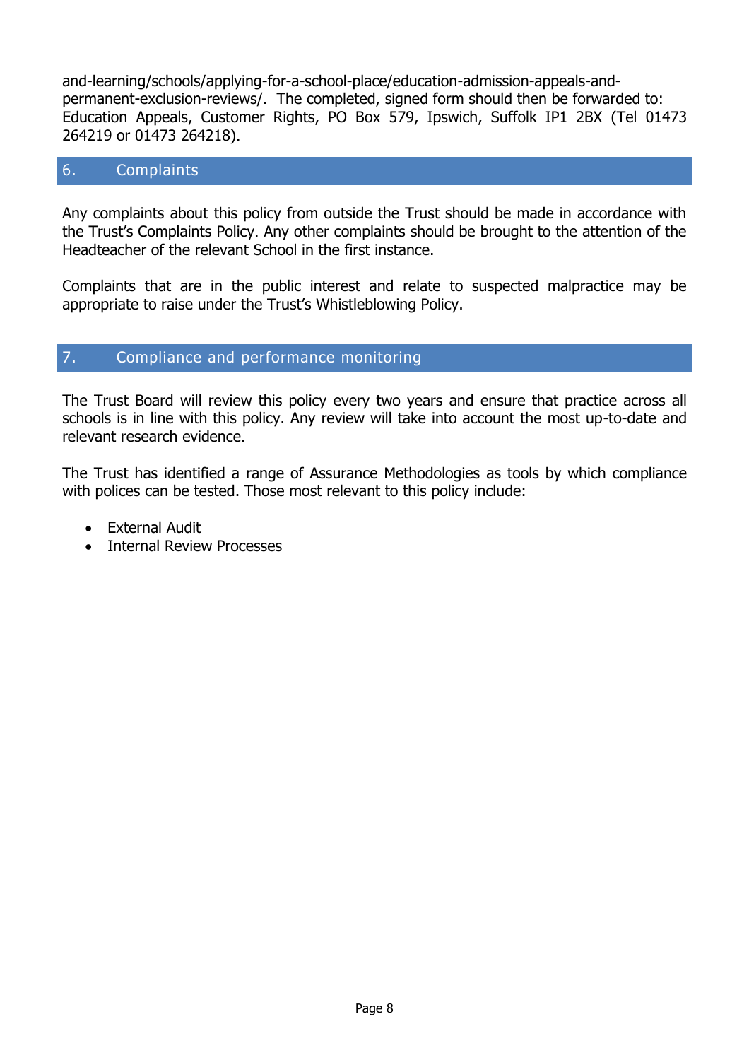and-learning/schools/applying-for-a-school-place/education-admission-appeals-and-permanent-exclusion-reviews/. The completed, signed form should then be forwarded to: Education Appeals, Customer Rights, PO Box 579, Ipswich, Suffolk IP1 2BX (Tel 01473 264219 or 01473 264218).

## 6. Complaints

Any complaints about this policy from outside the Trust should be made in accordance with the Trust's Complaints Policy. Any other complaints should be brought to the attention of the Headteacher of the relevant School in the first instance.

Complaints that are in the public interest and relate to suspected malpractice may be appropriate to raise under the Trust's Whistleblowing Policy.

## 7. Compliance and performance monitoring

The Trust Board will review this policy every two years and ensure that practice across all schools is in line with this policy. Any review will take into account the most up-to-date and relevant research evidence.

The Trust has identified a range of Assurance Methodologies as tools by which compliance with polices can be tested. Those most relevant to this policy include:

- External Audit
- Internal Review Processes